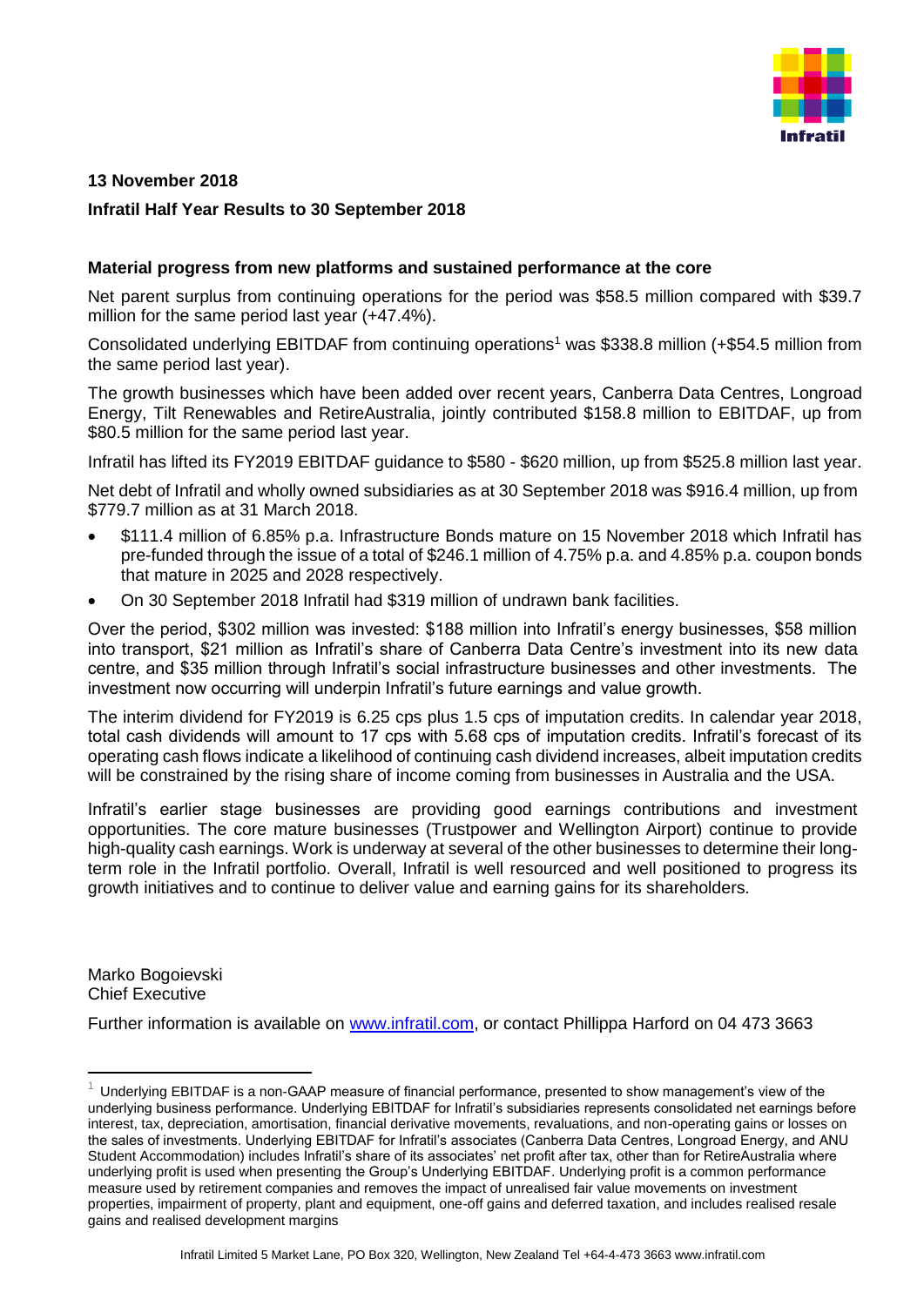**13 November 2018**

**Infratil Half Year Results to 30 September 2018**

**Material progress from new platforms and sustained performance at the core**

Net parent surplus from continuing operations for the period was $58.5 million compared with $39.7 million for the same period last year (+47.4%).

Consolidated underlying EBITDAF from continuing operations[1] was $338.8 million (+$54.5 million from the same period last year).

The growth businesses which have been added over recent years, Canberra Data Centres, Longroad Energy, Tilt Renewables and RetireAustralia, jointly contributed $158.8 million to EBITDAF, up from $80.5 million for the same period last year.

Infratil has lifted its FY2019 EBITDAF guidance to $580 - $620 million, up from $525.8 million last year.

Net debt of Infratil and wholly owned subsidiaries as at 30 September 2018 was $916.4 million, up from $779.7 million as at 31 March 2018.

- $111.4 million of 6.85% p.a. Infrastructure Bonds mature on 15 November 2018 which Infratil has pre-funded through the issue of a total of $246.1 million of 4.75% p.a. and 4.85% p.a. coupon bonds that mature in 2025 and 2028 respectively.
- On 30 September 2018 Infratil had $319 million of undrawn bank facilities.

Over the period, $302 million was invested: $188 million into Infratil's energy businesses, $58 million into transport, $21 million as Infratil's share of Canberra Data Centre's investment into its new data centre, and $35 million through Infratil's social infrastructure businesses and other investments. The investment now occurring will underpin Infratil's future earnings and value growth.

The interim dividend for FY2019 is 6.25 cps plus 1.5 cps of imputation credits. In calendar year 2018, total cash dividends will amount to 17 cps with 5.68 cps of imputation credits. Infratil's forecast of its operating cash flows indicate a likelihood of continuing cash dividend increases, albeit imputation credits will be constrained by the rising share of income coming from businesses in Australia and the USA.

Infratil's earlier stage businesses are providing good earnings contributions and investment opportunities. The core mature businesses (Trustpower and Wellington Airport) continue to provide high-quality cash earnings. Work is underway at several of the other businesses to determine their long-term role in the Infratil portfolio. Overall, Infratil is well resourced and well positioned to progress its growth initiatives and to continue to deliver value and earning gains for its shareholders.

Marko Bogoievski
Chief Executive

Further information is available on www.infratil.com, or contact Phillippa Harford on 04 473 3663

[1] Underlying EBITDAF is a non-GAAP measure of financial performance, presented to show management's view of the underlying business performance. Underlying EBITDAF for Infratil's subsidiaries represents consolidated net earnings before interest, tax, depreciation, amortisation, financial derivative movements, revaluations, and non-operating gains or losses on the sales of investments. Underlying EBITDAF for Infratil's associates (Canberra Data Centres, Longroad Energy, and ANU Student Accommodation) includes Infratil's share of its associates' net profit after tax, other than for RetireAustralia where underlying profit is used when presenting the Group's Underlying EBITDAF. Underlying profit is a common performance measure used by retirement companies and removes the impact of unrealised fair value movements on investment properties, impairment of property, plant and equipment, one-off gains and deferred taxation, and includes realised resale gains and realised development margins

Infratil Limited 5 Market Lane, PO Box 320, Wellington, New Zealand Tel +64-4-473 3663 www.infratil.com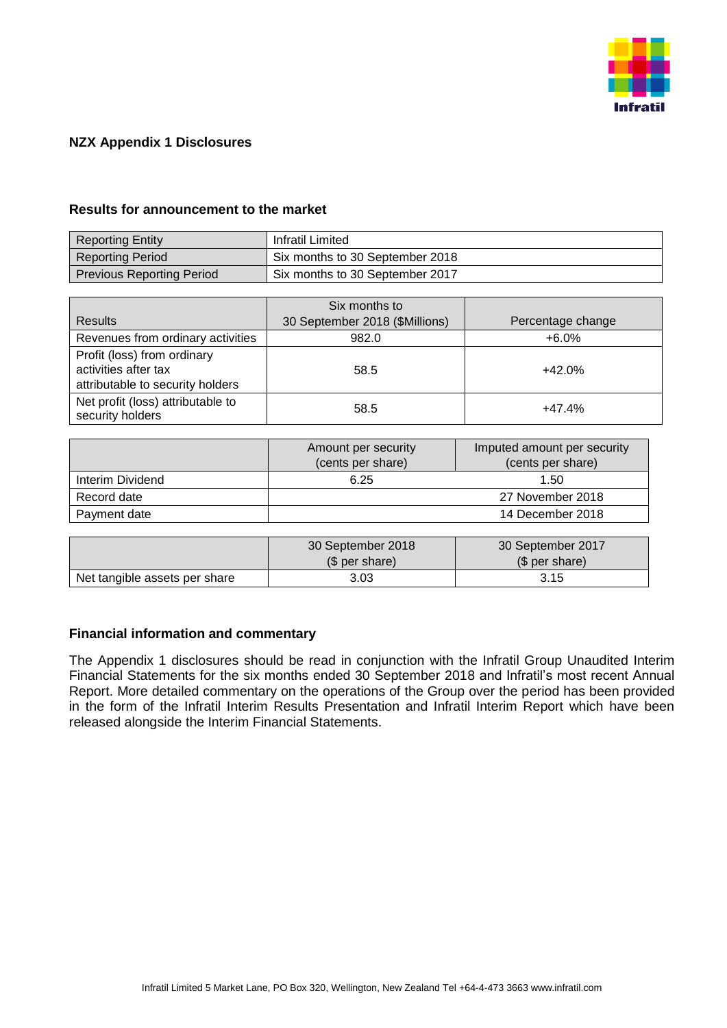## NZX Appendix 1 Disclosures

### Results for announcement to the market

| | |
|---|---|
| Reporting Entity | Infratil Limited |
| Reporting Period | Six months to 30 September 2018 |
| Previous Reporting Period | Six months to 30 September 2017 |

| Results | Six months to 30 September 2018 ($Millions) | Percentage change |
|---|---|---|
| Revenues from ordinary activities | 982.0 | +6.0% |
| Profit (loss) from ordinary activities after tax attributable to security holders | 58.5 | +42.0% |
| Net profit (loss) attributable to security holders | 58.5 | +47.4% |

| | Amount per security (cents per share) | Imputed amount per security (cents per share) |
|---|---|---|
| Interim Dividend | 6.25 | 1.50 |
| Record date | | 27 November 2018 |
| Payment date | | 14 December 2018 |

| | 30 September 2018 ($ per share) | 30 September 2017 ($ per share) |
|---|---|---|
| Net tangible assets per share | 3.03 | 3.15 |

### Financial information and commentary

The Appendix 1 disclosures should be read in conjunction with the Infratil Group Unaudited Interim Financial Statements for the six months ended 30 September 2018 and Infratil's most recent Annual Report. More detailed commentary on the operations of the Group over the period has been provided in the form of the Infratil Interim Results Presentation and Infratil Interim Report which have been released alongside the Interim Financial Statements.

Infratil Limited 5 Market Lane, PO Box 320, Wellington, New Zealand Tel +64-4-473 3663 www.infratil.com